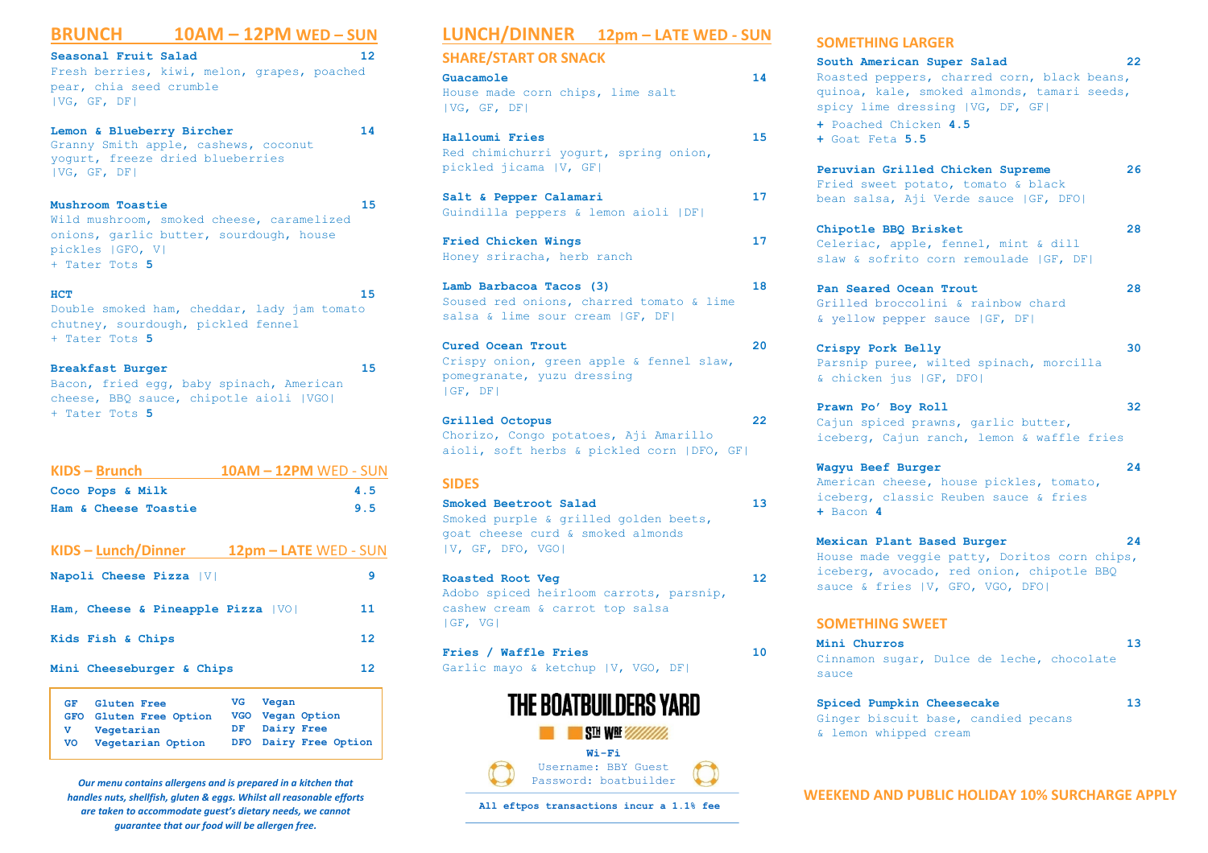## BRUNCH 10AM – 12PM WED – SUN

**Seasonal Fruit Salad** 12
Fresh berries, kiwi, melon, grapes, poached pear, chia seed crumble
|VG, GF, DF|

**Lemon & Blueberry Bircher** 14
Granny Smith apple, cashews, coconut yogurt, freeze dried blueberries
|VG, GF, DF|

**Mushroom Toastie** 15
Wild mushroom, smoked cheese, caramelized onions, garlic butter, sourdough, house pickles |GFO, V|
+ Tater Tots **5**

**HCT** 15
Double smoked ham, cheddar, lady jam tomato chutney, sourdough, pickled fennel
+ Tater Tots **5**

**Breakfast Burger** 15
Bacon, fried egg, baby spinach, American cheese, BBQ sauce, chipotle aioli |VGO|
+ Tater Tots **5**

## KIDS – Brunch 10AM – 12PM WED - SUN

**Coco Pops & Milk** 4.5
**Ham & Cheese Toastie** 9.5

## KIDS – Lunch/Dinner 12pm – LATE WED - SUN

**Napoli Cheese Pizza** |V| 9
**Ham, Cheese & Pineapple Pizza** |VO| 11
**Kids Fish & Chips** 12
**Mini Cheeseburger & Chips** 12

| | | | |
|---|---|---|---|
| GF | Gluten Free | VG | Vegan |
| GFO | Gluten Free Option | VGO | Vegan Option |
| V | Vegetarian | DF | Dairy Free |
| VO | Vegetarian Option | DFO | Dairy Free Option |

*Our menu contains allergens and is prepared in a kitchen that handles nuts, shellfish, gluten & eggs. Whilst all reasonable efforts are taken to accommodate guest's dietary needs, we cannot guarantee that our food will be allergen free.*

## LUNCH/DINNER 12pm – LATE WED - SUN

### SHARE/START OR SNACK

**Guacamole** 14
House made corn chips, lime salt
|VG, GF, DF|

**Halloumi Fries** 15
Red chimichurri yogurt, spring onion, pickled jicama |V, GF|

**Salt & Pepper Calamari** 17
Guindilla peppers & lemon aioli |DF|

**Fried Chicken Wings** 17
Honey sriracha, herb ranch

**Lamb Barbacoa Tacos (3)** 18
Soused red onions, charred tomato & lime salsa & lime sour cream |GF, DF|

**Cured Ocean Trout** 20
Crispy onion, green apple & fennel slaw, pomegranate, yuzu dressing
|GF, DF|

**Grilled Octopus** 22
Chorizo, Congo potatoes, Aji Amarillo aioli, soft herbs & pickled corn |DFO, GF|

### SIDES

**Smoked Beetroot Salad** 13
Smoked purple & grilled golden beets, goat cheese curd & smoked almonds
|V, GF, DFO, VGO|

**Roasted Root Veg** 12
Adobo spiced heirloom carrots, parsnip, cashew cream & carrot top salsa
|GF, VG|

**Fries / Waffle Fries** 10
Garlic mayo & ketchup |V, VGO, DF|

**THE BOATBUILDERS YARD**
STH WHF

**Wi-Fi**
Username: BBY Guest
Password: boatbuilder

**All eftpos transactions incur a 1.1% fee**

### SOMETHING LARGER

**South American Super Salad** 22
Roasted peppers, charred corn, black beans, quinoa, kale, smoked almonds, tamari seeds, spicy lime dressing |VG, DF, GF|
+ Poached Chicken **4.5**
+ Goat Feta **5.5**

**Peruvian Grilled Chicken Supreme** 26
Fried sweet potato, tomato & black bean salsa, Aji Verde sauce |GF, DFO|

**Chipotle BBQ Brisket** 28
Celeriac, apple, fennel, mint & dill slaw & sofrito corn remoulade |GF, DF|

**Pan Seared Ocean Trout** 28
Grilled broccolini & rainbow chard & yellow pepper sauce |GF, DF|

**Crispy Pork Belly** 30
Parsnip puree, wilted spinach, morcilla & chicken jus |GF, DFO|

**Prawn Po' Boy Roll** 32
Cajun spiced prawns, garlic butter, iceberg, Cajun ranch, lemon & waffle fries

**Wagyu Beef Burger** 24
American cheese, house pickles, tomato, iceberg, classic Reuben sauce & fries
+ Bacon **4**

**Mexican Plant Based Burger** 24
House made veggie patty, Doritos corn chips, iceberg, avocado, red onion, chipotle BBQ sauce & fries |V, GFO, VGO, DFO|

### SOMETHING SWEET

**Mini Churros** 13
Cinnamon sugar, Dulce de leche, chocolate sauce

**Spiced Pumpkin Cheesecake** 13
Ginger biscuit base, candied pecans & lemon whipped cream

**WEEKEND AND PUBLIC HOLIDAY 10% SURCHARGE APPLY**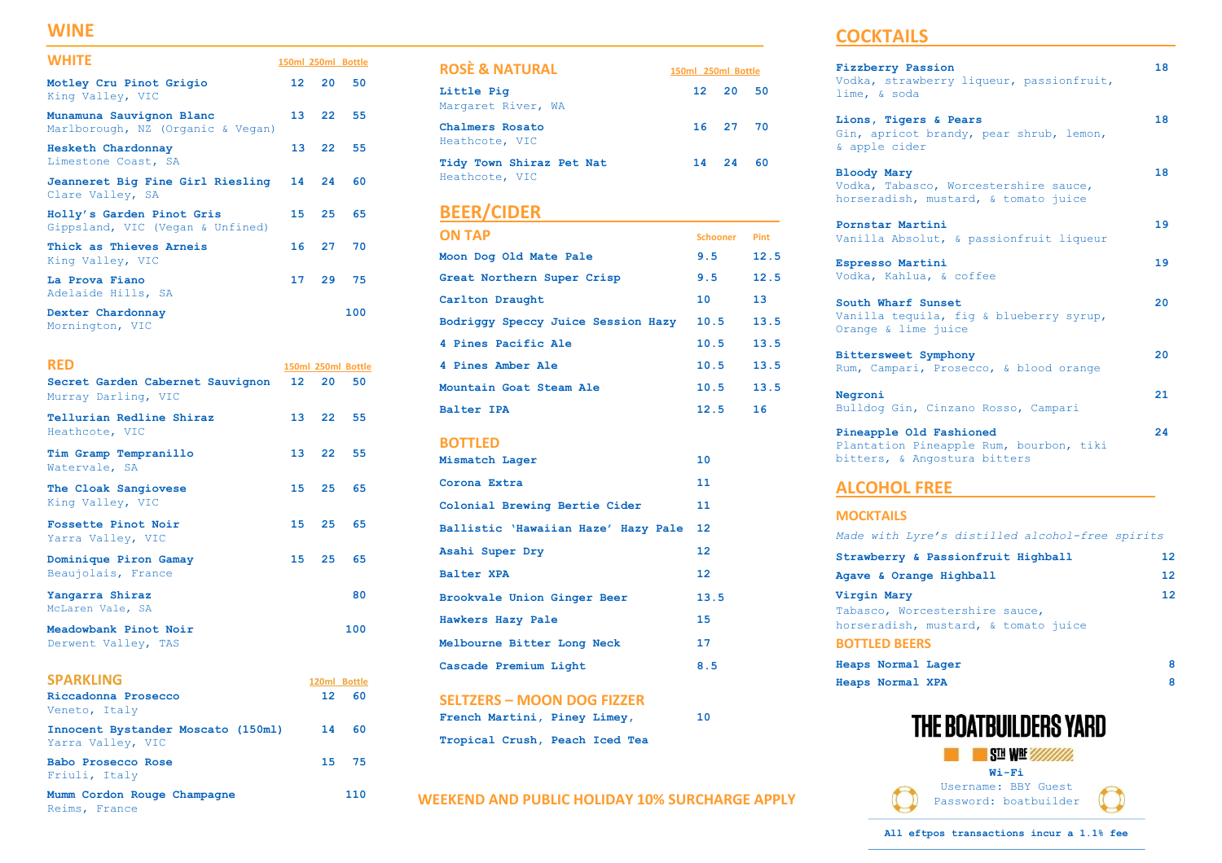# WINE

## WHITE

| | 150ml | 250ml | Bottle |
|---|---|---|---|
| **Motley Cru Pinot Grigio**<br>King Valley, VIC | 12 | 20 | 50 |
| **Munamuna Sauvignon Blanc**<br>Marlborough, NZ (Organic & Vegan) | 13 | 22 | 55 |
| **Hesketh Chardonnay**<br>Limestone Coast, SA | 13 | 22 | 55 |
| **Jeanneret Big Fine Girl Riesling**<br>Clare Valley, SA | 14 | 24 | 60 |
| **Holly's Garden Pinot Gris**<br>Gippsland, VIC (Vegan & Unfined) | 15 | 25 | 65 |
| **Thick as Thieves Arneis**<br>King Valley, VIC | 16 | 27 | 70 |
| **La Prova Fiano**<br>Adelaide Hills, SA | 17 | 29 | 75 |
| **Dexter Chardonnay**<br>Mornington, VIC | | | 100 |

## RED

| | 150ml | 250ml | Bottle |
|---|---|---|---|
| **Secret Garden Cabernet Sauvignon**<br>Murray Darling, VIC | 12 | 20 | 50 |
| **Tellurian Redline Shiraz**<br>Heathcote, VIC | 13 | 22 | 55 |
| **Tim Gramp Tempranillo**<br>Watervale, SA | 13 | 22 | 55 |
| **The Cloak Sangiovese**<br>King Valley, VIC | 15 | 25 | 65 |
| **Fossette Pinot Noir**<br>Yarra Valley, VIC | 15 | 25 | 65 |
| **Dominique Piron Gamay**<br>Beaujolais, France | 15 | 25 | 65 |
| **Yangarra Shiraz**<br>McLaren Vale, SA | | | 80 |
| **Meadowbank Pinot Noir**<br>Derwent Valley, TAS | | | 100 |

## SPARKLING

| | 120ml | Bottle |
|---|---|---|
| **Riccadonna Prosecco**<br>Veneto, Italy | 12 | 60 |
| **Innocent Bystander Moscato (150ml)**<br>Yarra Valley, VIC | 14 | 60 |
| **Babo Prosecco Rose**<br>Friuli, Italy | 15 | 75 |
| **Mumm Cordon Rouge Champagne**<br>Reims, France | | 110 |

## ROSÈ & NATURAL

| | 150ml | 250ml | Bottle |
|---|---|---|---|
| **Little Pig**<br>Margaret River, WA | 12 | 20 | 50 |
| **Chalmers Rosato**<br>Heathcote, VIC | 16 | 27 | 70 |
| **Tidy Town Shiraz Pet Nat**<br>Heathcote, VIC | 14 | 24 | 60 |

# BEER/CIDER

## ON TAP

| | Schooner | Pint |
|---|---|---|
| **Moon Dog Old Mate Pale** | 9.5 | 12.5 |
| **Great Northern Super Crisp** | 9.5 | 12.5 |
| **Carlton Draught** | 10 | 13 |
| **Bodriggy Speccy Juice Session Hazy** | 10.5 | 13.5 |
| **4 Pines Pacific Ale** | 10.5 | 13.5 |
| **4 Pines Amber Ale** | 10.5 | 13.5 |
| **Mountain Goat Steam Ale** | 10.5 | 13.5 |
| **Balter IPA** | 12.5 | 16 |

## BOTTLED

| | |
|---|---|
| **Mismatch Lager** | 10 |
| **Corona Extra** | 11 |
| **Colonial Brewing Bertie Cider** | 11 |
| **Ballistic 'Hawaiian Haze' Hazy Pale** | 12 |
| **Asahi Super Dry** | 12 |
| **Balter XPA** | 12 |
| **Brookvale Union Ginger Beer** | 13.5 |
| **Hawkers Hazy Pale** | 15 |
| **Melbourne Bitter Long Neck** | 17 |
| **Cascade Premium Light** | 8.5 |

## SELTZERS – MOON DOG FIZZER

**French Martini, Piney Limey,** 10
**Tropical Crush, Peach Iced Tea**

**WEEKEND AND PUBLIC HOLIDAY 10% SURCHARGE APPLY**

# COCKTAILS

| | |
|---|---|
| **Fizzberry Passion**<br>Vodka, strawberry liqueur, passionfruit, lime, & soda | 18 |
| **Lions, Tigers & Pears**<br>Gin, apricot brandy, pear shrub, lemon, & apple cider | 18 |
| **Bloody Mary**<br>Vodka, Tabasco, Worcestershire sauce, horseradish, mustard, & tomato juice | 18 |
| **Pornstar Martini**<br>Vanilla Absolut, & passionfruit liqueur | 19 |
| **Espresso Martini**<br>Vodka, Kahlua, & coffee | 19 |
| **South Wharf Sunset**<br>Vanilla tequila, fig & blueberry syrup, Orange & lime juice | 20 |
| **Bittersweet Symphony**<br>Rum, Campari, Prosecco, & blood orange | 20 |
| **Negroni**<br>Bulldog Gin, Cinzano Rosso, Campari | 21 |
| **Pineapple Old Fashioned**<br>Plantation Pineapple Rum, bourbon, tiki bitters, & Angostura bitters | 24 |

# ALCOHOL FREE

## MOCKTAILS

*Made with Lyre's distilled alcohol-free spirits*

| | |
|---|---|
| **Strawberry & Passionfruit Highball** | 12 |
| **Agave & Orange Highball** | 12 |
| **Virgin Mary**<br>Tabasco, Worcestershire sauce, horseradish, mustard, & tomato juice | 12 |

## BOTTLED BEERS

| | |
|---|---|
| **Heaps Normal Lager** | 8 |
| **Heaps Normal XPA** | 8 |

**THE BOATBUILDERS YARD**

STH WRF

**Wi-Fi**
Username: BBY Guest
Password: boatbuilder

**All eftpos transactions incur a 1.1% fee**